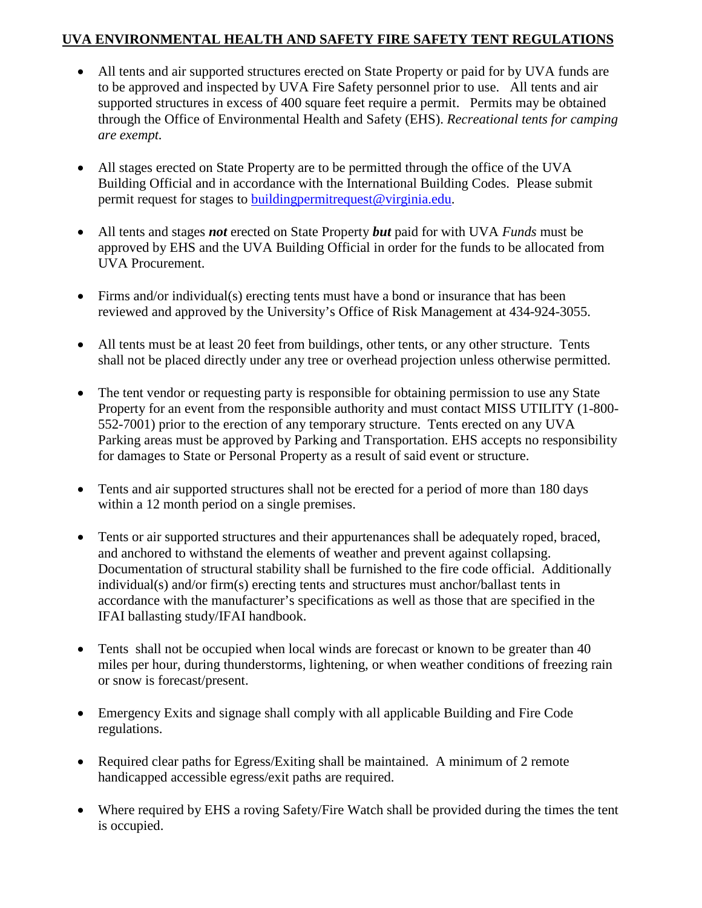## UVA ENVIRONMENTAL HEALTH AND SAFETY FIRE SAFETY TENT REGULATIONS

- All tents and air supported structures erected on State Property or paid for by UVA funds are to be approved and inspected by UVA Fire Safety personnel prior to use. All tents and air supported structures in excess of 400 square feet require a permit. Permits may be obtained through the Office of Environmental Health and Safety (EHS). *Recreational tents for camping are exempt.*

- All stages erected on State Property are to be permitted through the office of the UVA Building Official and in accordance with the International Building Codes. Please submit permit request for stages to buildingpermitrequest@virginia.edu.

- All tents and stages ***not*** erected on State Property ***but*** paid for with UVA *Funds* must be approved by EHS and the UVA Building Official in order for the funds to be allocated from UVA Procurement.

- Firms and/or individual(s) erecting tents must have a bond or insurance that has been reviewed and approved by the University's Office of Risk Management at 434-924-3055.

- All tents must be at least 20 feet from buildings, other tents, or any other structure. Tents shall not be placed directly under any tree or overhead projection unless otherwise permitted.

- The tent vendor or requesting party is responsible for obtaining permission to use any State Property for an event from the responsible authority and must contact MISS UTILITY (1-800-552-7001) prior to the erection of any temporary structure. Tents erected on any UVA Parking areas must be approved by Parking and Transportation. EHS accepts no responsibility for damages to State or Personal Property as a result of said event or structure.

- Tents and air supported structures shall not be erected for a period of more than 180 days within a 12 month period on a single premises.

- Tents or air supported structures and their appurtenances shall be adequately roped, braced, and anchored to withstand the elements of weather and prevent against collapsing. Documentation of structural stability shall be furnished to the fire code official. Additionally individual(s) and/or firm(s) erecting tents and structures must anchor/ballast tents in accordance with the manufacturer's specifications as well as those that are specified in the IFAI ballasting study/IFAI handbook.

- Tents shall not be occupied when local winds are forecast or known to be greater than 40 miles per hour, during thunderstorms, lightening, or when weather conditions of freezing rain or snow is forecast/present.

- Emergency Exits and signage shall comply with all applicable Building and Fire Code regulations.

- Required clear paths for Egress/Exiting shall be maintained. A minimum of 2 remote handicapped accessible egress/exit paths are required.

- Where required by EHS a roving Safety/Fire Watch shall be provided during the times the tent is occupied.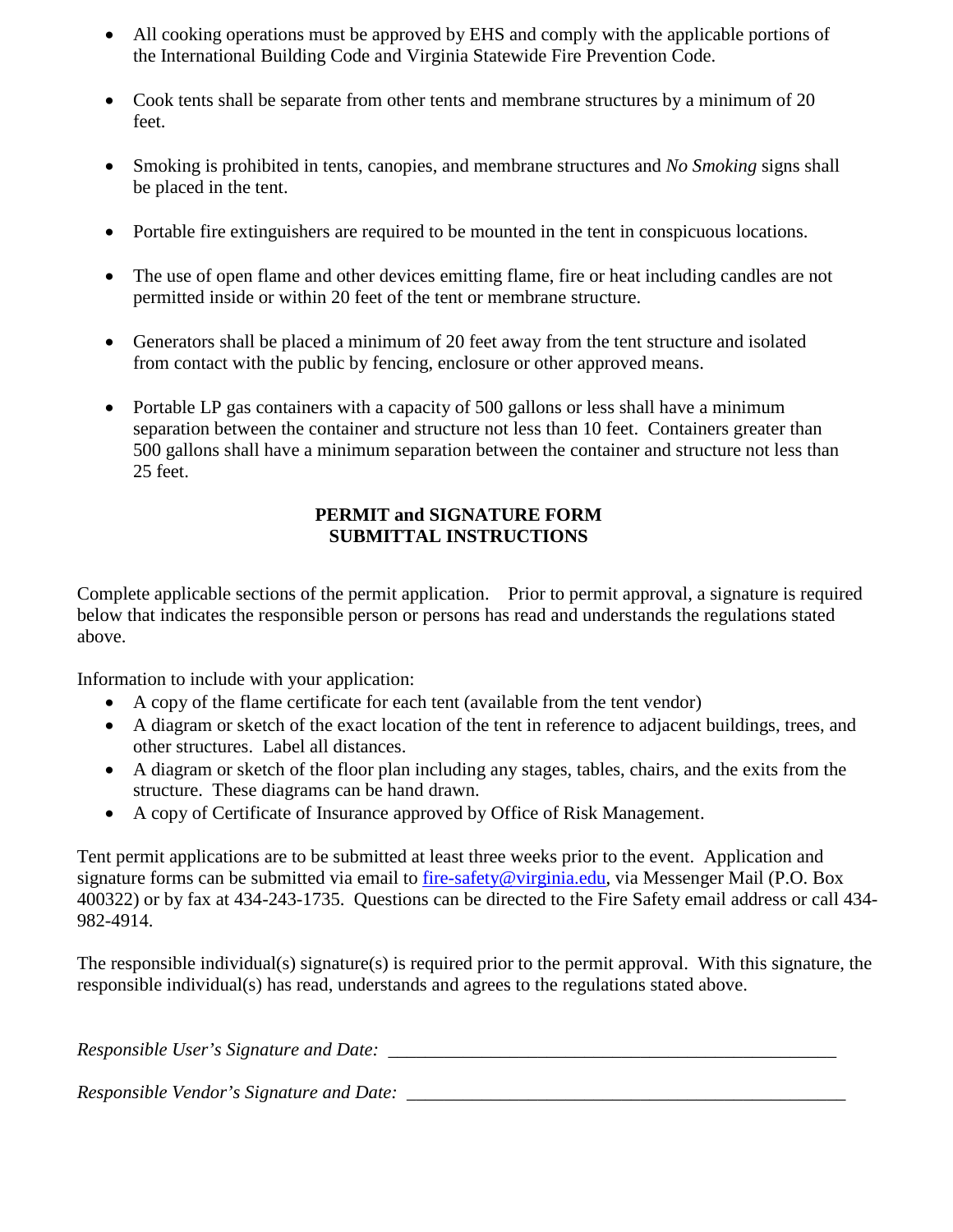- All cooking operations must be approved by EHS and comply with the applicable portions of the International Building Code and Virginia Statewide Fire Prevention Code.

- Cook tents shall be separate from other tents and membrane structures by a minimum of 20 feet.

- Smoking is prohibited in tents, canopies, and membrane structures and *No Smoking* signs shall be placed in the tent.

- Portable fire extinguishers are required to be mounted in the tent in conspicuous locations.

- The use of open flame and other devices emitting flame, fire or heat including candles are not permitted inside or within 20 feet of the tent or membrane structure.

- Generators shall be placed a minimum of 20 feet away from the tent structure and isolated from contact with the public by fencing, enclosure or other approved means.

- Portable LP gas containers with a capacity of 500 gallons or less shall have a minimum separation between the container and structure not less than 10 feet. Containers greater than 500 gallons shall have a minimum separation between the container and structure not less than 25 feet.

## PERMIT and SIGNATURE FORM SUBMITTAL INSTRUCTIONS

Complete applicable sections of the permit application. Prior to permit approval, a signature is required below that indicates the responsible person or persons has read and understands the regulations stated above.

Information to include with your application:

- A copy of the flame certificate for each tent (available from the tent vendor)
- A diagram or sketch of the exact location of the tent in reference to adjacent buildings, trees, and other structures. Label all distances.
- A diagram or sketch of the floor plan including any stages, tables, chairs, and the exits from the structure. These diagrams can be hand drawn.
- A copy of Certificate of Insurance approved by Office of Risk Management.

Tent permit applications are to be submitted at least three weeks prior to the event. Application and signature forms can be submitted via email to [fire-safety@virginia.edu](mailto:fire-safety@virginia.edu), via Messenger Mail (P.O. Box 400322) or by fax at 434-243-1735. Questions can be directed to the Fire Safety email address or call 434-982-4914.

The responsible individual(s) signature(s) is required prior to the permit approval. With this signature, the responsible individual(s) has read, understands and agrees to the regulations stated above.

*Responsible User's Signature and Date:* ______________________________________________

*Responsible Vendor's Signature and Date:* ____________________________________________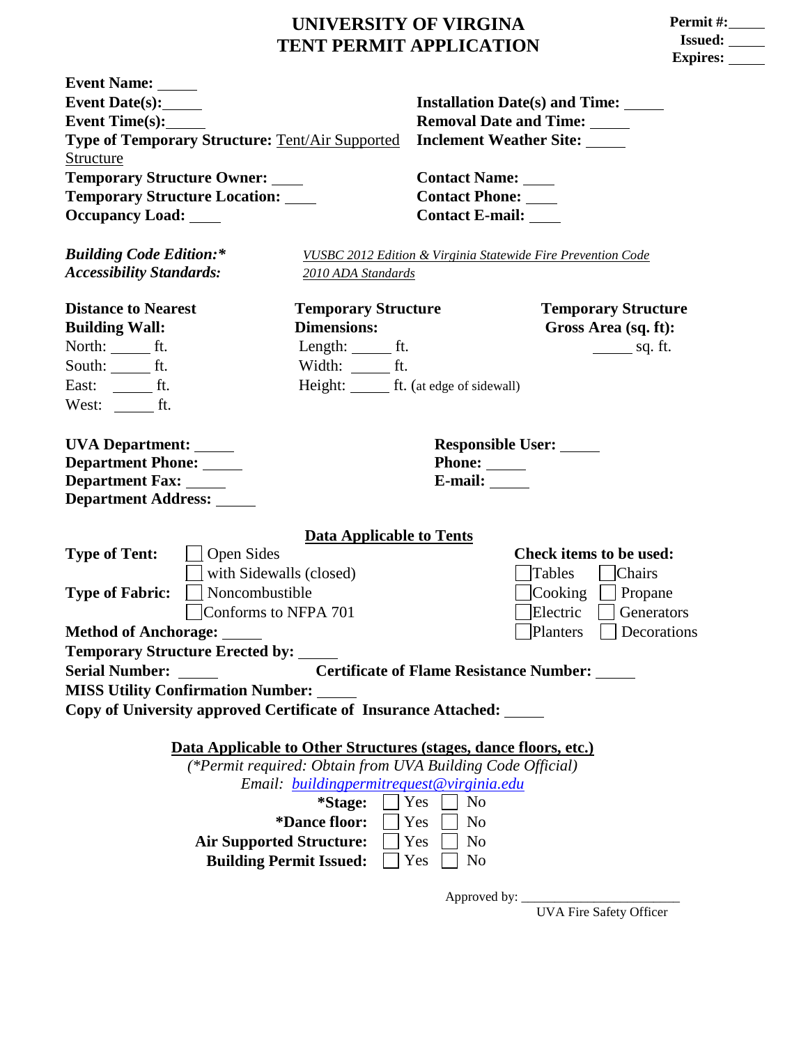# UNIVERSITY OF VIRGINA
# TENT PERMIT APPLICATION

**Permit #:** _____
**Issued:** _____
**Expires:** _____

**Event Name:** _____
**Event Date(s):** _____
**Event Time(s):** _____
**Type of Temporary Structure:** Tent/Air Supported Structure
**Temporary Structure Owner:** ____
**Temporary Structure Location:** ____
**Occupancy Load:** ____

**Installation Date(s) and Time:** _____
**Removal Date and Time:** _____
**Inclement Weather Site:** _____
**Contact Name:** ____
**Contact Phone:** ____
**Contact E-mail:** ____

***Building Code Edition:**** *VUSBC 2012 Edition & Virginia Statewide Fire Prevention Code*
***Accessibility Standards:*** *2010 ADA Standards*

| **Distance to Nearest Building Wall:** | **Temporary Structure Dimensions:** | **Temporary Structure Gross Area (sq. ft):** |
|---|---|---|
| North: _____ ft. | Length: _____ ft. | _____ sq. ft. |
| South: _____ ft. | Width: _____ ft. | |
| East: _____ ft. | Height: _____ ft. (at edge of sidewall) | |
| West: _____ ft. | | |

**UVA Department:** _____
**Department Phone:** _____
**Department Fax:** _____
**Department Address:** _____

**Responsible User:** _____
**Phone:** _____
**E-mail:** _____

## Data Applicable to Tents

**Type of Tent:** ☐ Open Sides ☐ with Sidewalls (closed)

**Type of Fabric:** ☐ Noncombustible ☐ Conforms to NFPA 701

**Check items to be used:**
☐ Tables ☐ Chairs
☐ Cooking ☐ Propane
☐ Electric ☐ Generators
☐ Planters ☐ Decorations

**Method of Anchorage:** _____
**Temporary Structure Erected by:** _____
**Serial Number:** _____ **Certificate of Flame Resistance Number:** _____
**MISS Utility Confirmation Number:** _____
**Copy of University approved Certificate of Insurance Attached:** _____

## Data Applicable to Other Structures (stages, dance floors, etc.)

*(*Permit required: Obtain from UVA Building Code Official)*
*Email: buildingpermitrequest@virginia.edu*

**\*Stage:** ☐ Yes ☐ No
**\*Dance floor:** ☐ Yes ☐ No
**Air Supported Structure:** ☐ Yes ☐ No
**Building Permit Issued:** ☐ Yes ☐ No

Approved by: ________________________
UVA Fire Safety Officer